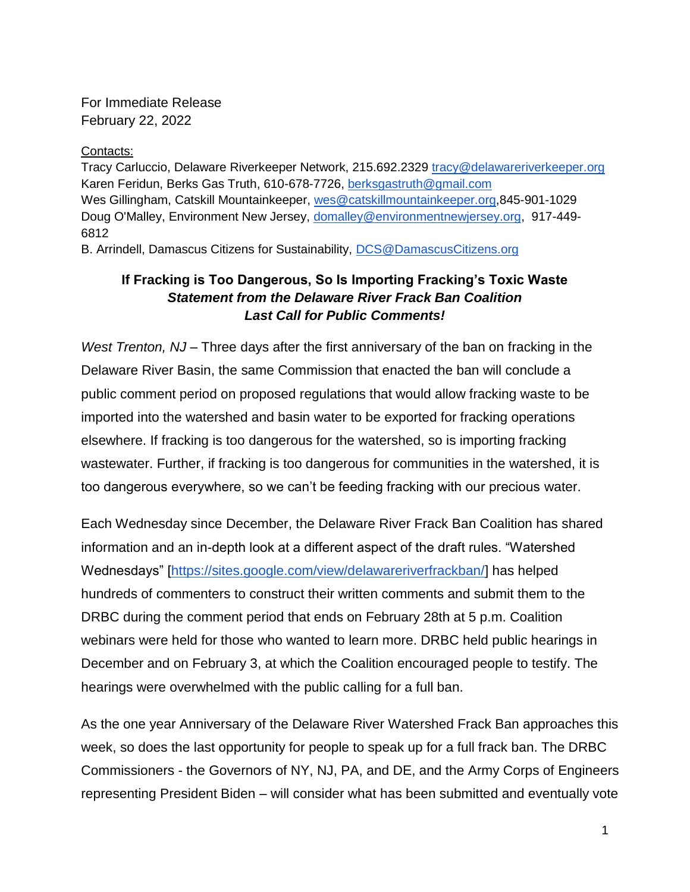For Immediate Release
February 22, 2022

Contacts:
Tracy Carluccio, Delaware Riverkeeper Network, 215.692.2329 tracy@delawareriverkeeper.org
Karen Feridun, Berks Gas Truth, 610-678-7726, berksgastruth@gmail.com
Wes Gillingham, Catskill Mountainkeeper, wes@catskillmountainkeeper.org,845-901-1029
Doug O'Malley, Environment New Jersey, domalley@environmentnewjersey.org, 917-449-6812
B. Arrindell, Damascus Citizens for Sustainability, DCS@DamascusCitizens.org

**If Fracking is Too Dangerous, So Is Importing Fracking's Toxic Waste**
***Statement from the Delaware River Frack Ban Coalition***
***Last Call for Public Comments!***

*West Trenton, NJ* – Three days after the first anniversary of the ban on fracking in the Delaware River Basin, the same Commission that enacted the ban will conclude a public comment period on proposed regulations that would allow fracking waste to be imported into the watershed and basin water to be exported for fracking operations elsewhere. If fracking is too dangerous for the watershed, so is importing fracking wastewater. Further, if fracking is too dangerous for communities in the watershed, it is too dangerous everywhere, so we can't be feeding fracking with our precious water.

Each Wednesday since December, the Delaware River Frack Ban Coalition has shared information and an in-depth look at a different aspect of the draft rules. "Watershed Wednesdays" [https://sites.google.com/view/delawareriverfrackban/] has helped hundreds of commenters to construct their written comments and submit them to the DRBC during the comment period that ends on February 28th at 5 p.m. Coalition webinars were held for those who wanted to learn more. DRBC held public hearings in December and on February 3, at which the Coalition encouraged people to testify. The hearings were overwhelmed with the public calling for a full ban.

As the one year Anniversary of the Delaware River Watershed Frack Ban approaches this week, so does the last opportunity for people to speak up for a full frack ban. The DRBC Commissioners - the Governors of NY, NJ, PA, and DE, and the Army Corps of Engineers representing President Biden – will consider what has been submitted and eventually vote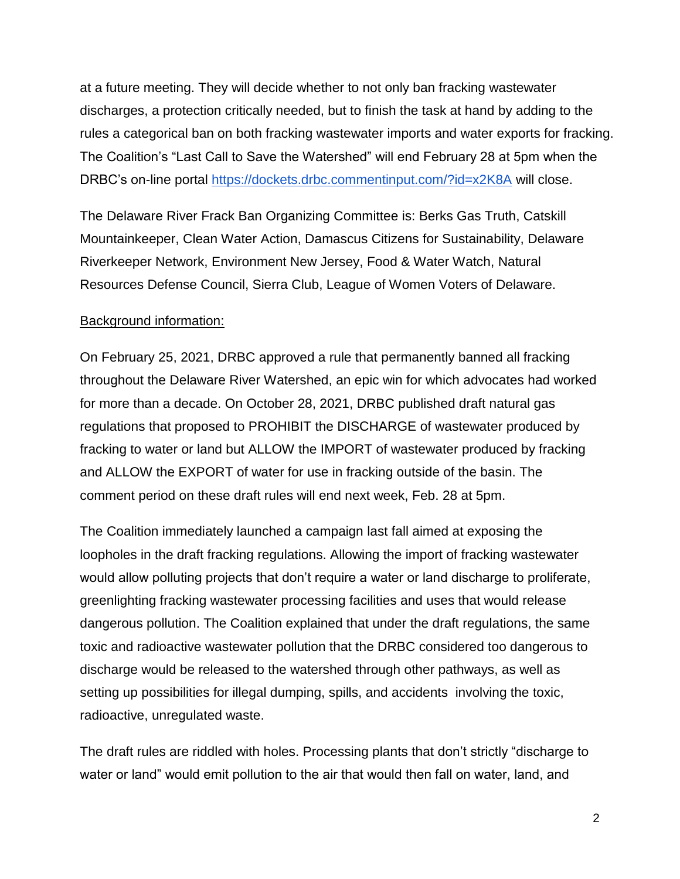at a future meeting. They will decide whether to not only ban fracking wastewater discharges, a protection critically needed, but to finish the task at hand by adding to the rules a categorical ban on both fracking wastewater imports and water exports for fracking. The Coalition's "Last Call to Save the Watershed" will end February 28 at 5pm when the DRBC's on-line portal [https://dockets.drbc.commentinput.com/?id=x2K8A](https://dockets.drbc.commentinput.com/?id=x2K8A) will close.

The Delaware River Frack Ban Organizing Committee is: Berks Gas Truth, Catskill Mountainkeeper, Clean Water Action, Damascus Citizens for Sustainability, Delaware Riverkeeper Network, Environment New Jersey, Food & Water Watch, Natural Resources Defense Council, Sierra Club, League of Women Voters of Delaware.

Background information:

On February 25, 2021, DRBC approved a rule that permanently banned all fracking throughout the Delaware River Watershed, an epic win for which advocates had worked for more than a decade. On October 28, 2021, DRBC published draft natural gas regulations that proposed to PROHIBIT the DISCHARGE of wastewater produced by fracking to water or land but ALLOW the IMPORT of wastewater produced by fracking and ALLOW the EXPORT of water for use in fracking outside of the basin. The comment period on these draft rules will end next week, Feb. 28 at 5pm.

The Coalition immediately launched a campaign last fall aimed at exposing the loopholes in the draft fracking regulations. Allowing the import of fracking wastewater would allow polluting projects that don't require a water or land discharge to proliferate, greenlighting fracking wastewater processing facilities and uses that would release dangerous pollution. The Coalition explained that under the draft regulations, the same toxic and radioactive wastewater pollution that the DRBC considered too dangerous to discharge would be released to the watershed through other pathways, as well as setting up possibilities for illegal dumping, spills, and accidents involving the toxic, radioactive, unregulated waste.

The draft rules are riddled with holes. Processing plants that don't strictly "discharge to water or land" would emit pollution to the air that would then fall on water, land, and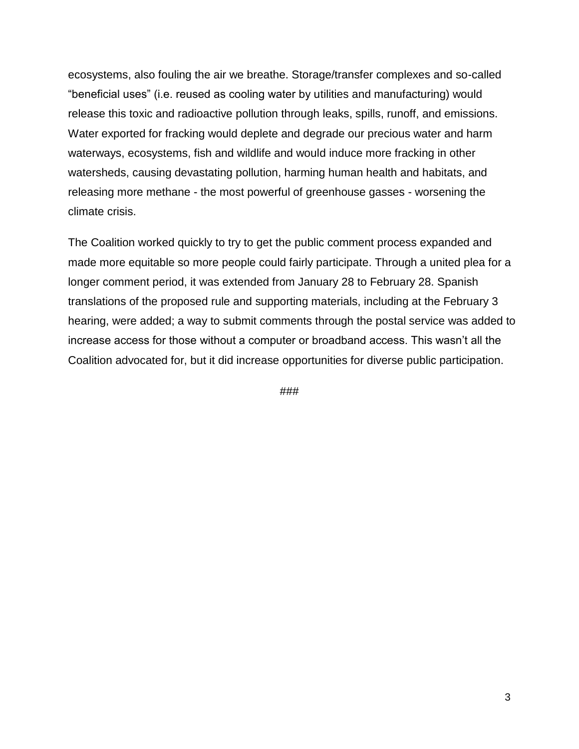ecosystems, also fouling the air we breathe. Storage/transfer complexes and so-called "beneficial uses" (i.e. reused as cooling water by utilities and manufacturing) would release this toxic and radioactive pollution through leaks, spills, runoff, and emissions. Water exported for fracking would deplete and degrade our precious water and harm waterways, ecosystems, fish and wildlife and would induce more fracking in other watersheds, causing devastating pollution, harming human health and habitats, and releasing more methane - the most powerful of greenhouse gasses - worsening the climate crisis.

The Coalition worked quickly to try to get the public comment process expanded and made more equitable so more people could fairly participate. Through a united plea for a longer comment period, it was extended from January 28 to February 28. Spanish translations of the proposed rule and supporting materials, including at the February 3 hearing, were added; a way to submit comments through the postal service was added to increase access for those without a computer or broadband access. This wasn't all the Coalition advocated for, but it did increase opportunities for diverse public participation.

###